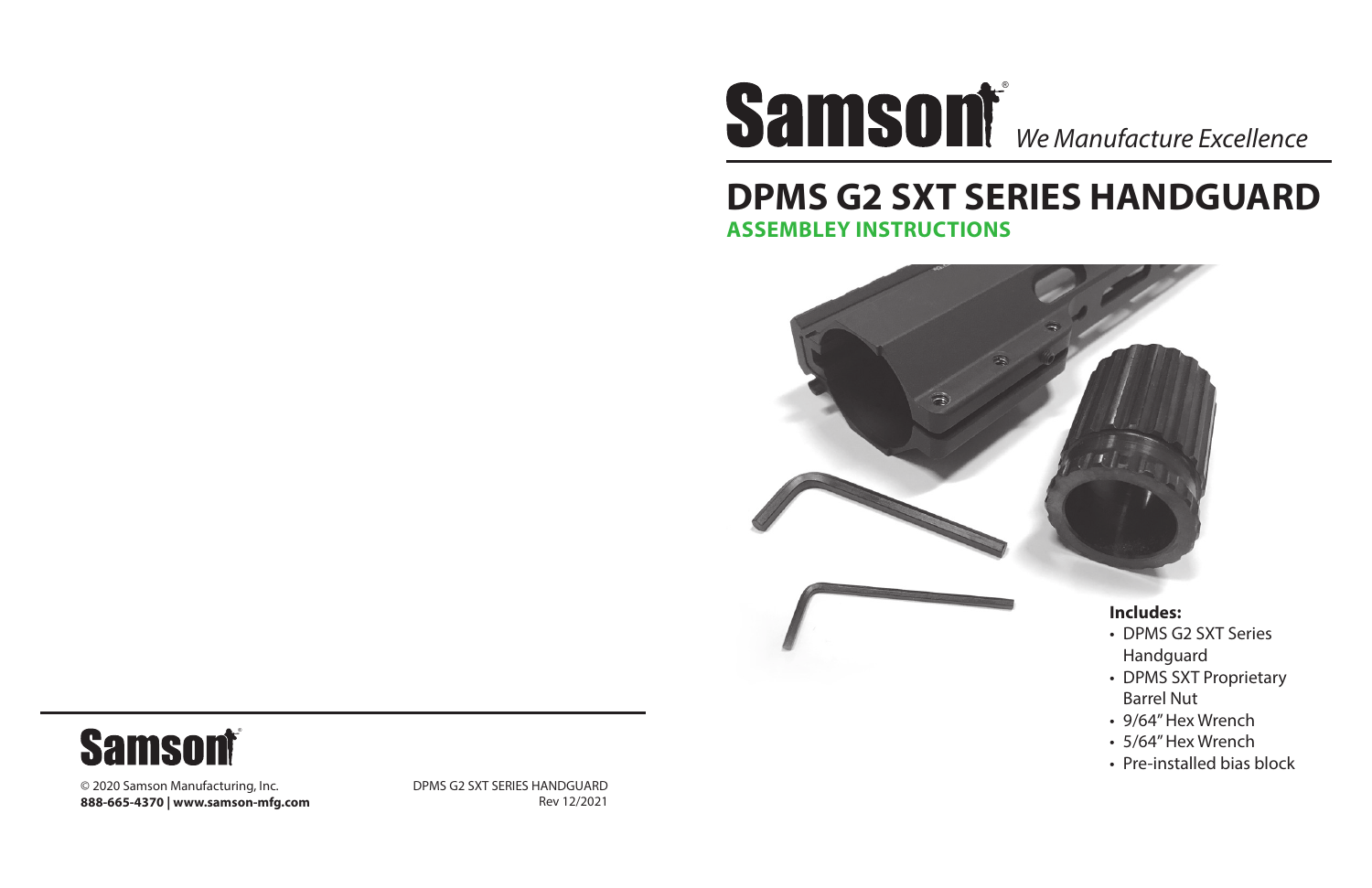# Samson® *We Manufacture Excellence*

# DPMS G2 SXT SERIES HANDGUARD

## ASSEMBLEY INSTRUCTIONS

**Includes:**

- DPMS G2 SXT Series Handguard
- DPMS SXT Proprietary Barrel Nut
- 9/64" Hex Wrench
- 5/64" Hex Wrench
- Pre-installed bias block

**Samson®**

© 2020 Samson Manufacturing, Inc.
**888-665-4370 | www.samson-mfg.com**

DPMS G2 SXT SERIES HANDGUARD
Rev 12/2021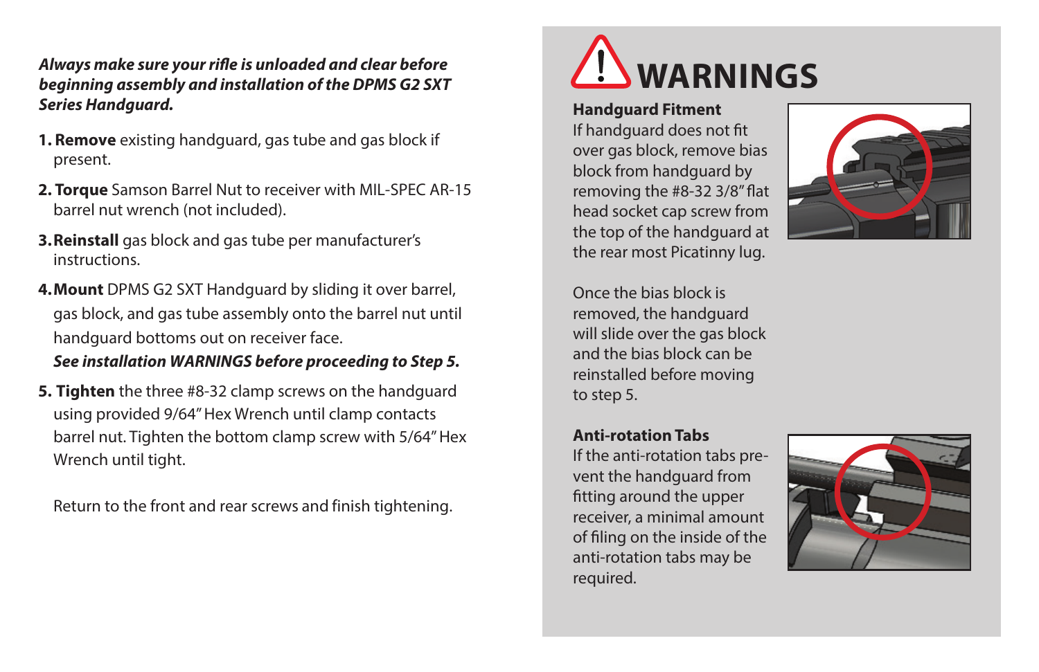***Always make sure your rifle is unloaded and clear before beginning assembly and installation of the DPMS G2 SXT Series Handguard.***

1. **Remove** existing handguard, gas tube and gas block if present.
2. **Torque** Samson Barrel Nut to receiver with MIL-SPEC AR-15 barrel nut wrench (not included).
3. **Reinstall** gas block and gas tube per manufacturer's instructions.
4. **Mount** DPMS G2 SXT Handguard by sliding it over barrel, gas block, and gas tube assembly onto the barrel nut until handguard bottoms out on receiver face.
   ***See installation WARNINGS before proceeding to Step 5.***
5. **Tighten** the three #8-32 clamp screws on the handguard using provided 9/64" Hex Wrench until clamp contacts barrel nut. Tighten the bottom clamp screw with 5/64" Hex Wrench until tight.

   Return to the front and rear screws and finish tightening.

# WARNINGS

**Handguard Fitment**
If handguard does not fit over gas block, remove bias block from handguard by removing the #8-32 3/8" flat head socket cap screw from the top of the handguard at the rear most Picatinny lug.

Once the bias block is removed, the handguard will slide over the gas block and the bias block can be reinstalled before moving to step 5.

**Anti-rotation Tabs**
If the anti-rotation tabs prevent the handguard from fitting around the upper receiver, a minimal amount of filing on the inside of the anti-rotation tabs may be required.